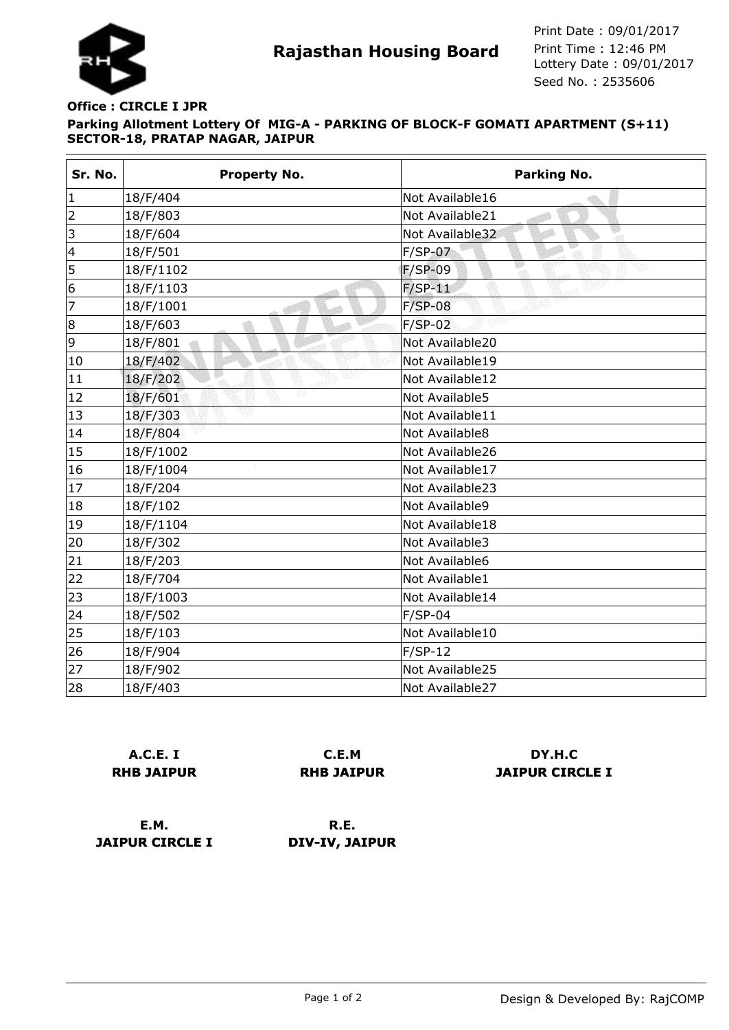Rajasthan Housing Board

Print Date : 09/01/2017
Print Time : 12:46 PM
Lottery Date : 09/01/2017
Seed No. : 2535606

**Office : CIRCLE I JPR**

**Parking Allotment Lottery Of MIG-A - PARKING OF BLOCK-F GOMATI APARTMENT (S+11) SECTOR-18, PRATAP NAGAR, JAIPUR**

| Sr. No. | Property No. | Parking No. |
|---|---|---|
| 1 | 18/F/404 | Not Available16 |
| 2 | 18/F/803 | Not Available21 |
| 3 | 18/F/604 | Not Available32 |
| 4 | 18/F/501 | F/SP-07 |
| 5 | 18/F/1102 | F/SP-09 |
| 6 | 18/F/1103 | F/SP-11 |
| 7 | 18/F/1001 | F/SP-08 |
| 8 | 18/F/603 | F/SP-02 |
| 9 | 18/F/801 | Not Available20 |
| 10 | 18/F/402 | Not Available19 |
| 11 | 18/F/202 | Not Available12 |
| 12 | 18/F/601 | Not Available5 |
| 13 | 18/F/303 | Not Available11 |
| 14 | 18/F/804 | Not Available8 |
| 15 | 18/F/1002 | Not Available26 |
| 16 | 18/F/1004 | Not Available17 |
| 17 | 18/F/204 | Not Available23 |
| 18 | 18/F/102 | Not Available9 |
| 19 | 18/F/1104 | Not Available18 |
| 20 | 18/F/302 | Not Available3 |
| 21 | 18/F/203 | Not Available6 |
| 22 | 18/F/704 | Not Available1 |
| 23 | 18/F/1003 | Not Available14 |
| 24 | 18/F/502 | F/SP-04 |
| 25 | 18/F/103 | Not Available10 |
| 26 | 18/F/904 | F/SP-12 |
| 27 | 18/F/902 | Not Available25 |
| 28 | 18/F/403 | Not Available27 |

**A.C.E. I**
**RHB JAIPUR**

**C.E.M**
**RHB JAIPUR**

**DY.H.C**
**JAIPUR CIRCLE I**

**E.M.**
**JAIPUR CIRCLE I**

**R.E.**
**DIV-IV, JAIPUR**

Design & Developed By: RajCOMP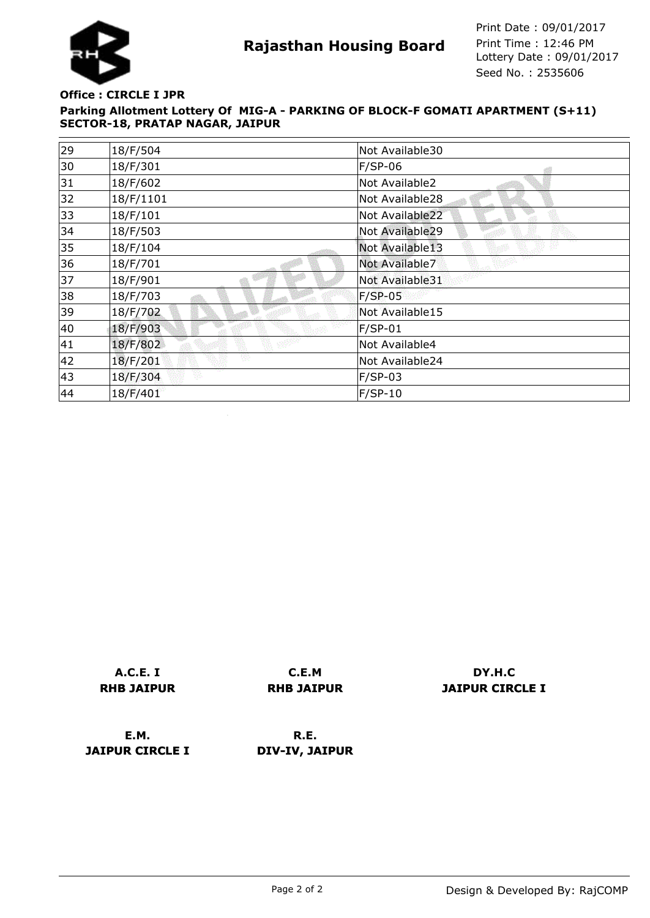**Rajasthan Housing Board**

Print Date : 09/01/2017
Print Time : 12:46 PM
Lottery Date : 09/01/2017
Seed No. : 2535606

**Office : CIRCLE I JPR**

**Parking Allotment Lottery Of MIG-A - PARKING OF BLOCK-F GOMATI APARTMENT (S+11) SECTOR-18, PRATAP NAGAR, JAIPUR**

| | | |
|---|---|---|
| 29 | 18/F/504 | Not Available30 |
| 30 | 18/F/301 | F/SP-06 |
| 31 | 18/F/602 | Not Available2 |
| 32 | 18/F/1101 | Not Available28 |
| 33 | 18/F/101 | Not Available22 |
| 34 | 18/F/503 | Not Available29 |
| 35 | 18/F/104 | Not Available13 |
| 36 | 18/F/701 | Not Available7 |
| 37 | 18/F/901 | Not Available31 |
| 38 | 18/F/703 | F/SP-05 |
| 39 | 18/F/702 | Not Available15 |
| 40 | 18/F/903 | F/SP-01 |
| 41 | 18/F/802 | Not Available4 |
| 42 | 18/F/201 | Not Available24 |
| 43 | 18/F/304 | F/SP-03 |
| 44 | 18/F/401 | F/SP-10 |

**A.C.E. I**
**RHB JAIPUR**

**C.E.M**
**RHB JAIPUR**

**DY.H.C**
**JAIPUR CIRCLE I**

**E.M.**
**JAIPUR CIRCLE I**

**R.E.**
**DIV-IV, JAIPUR**

Design & Developed By: RajCOMP